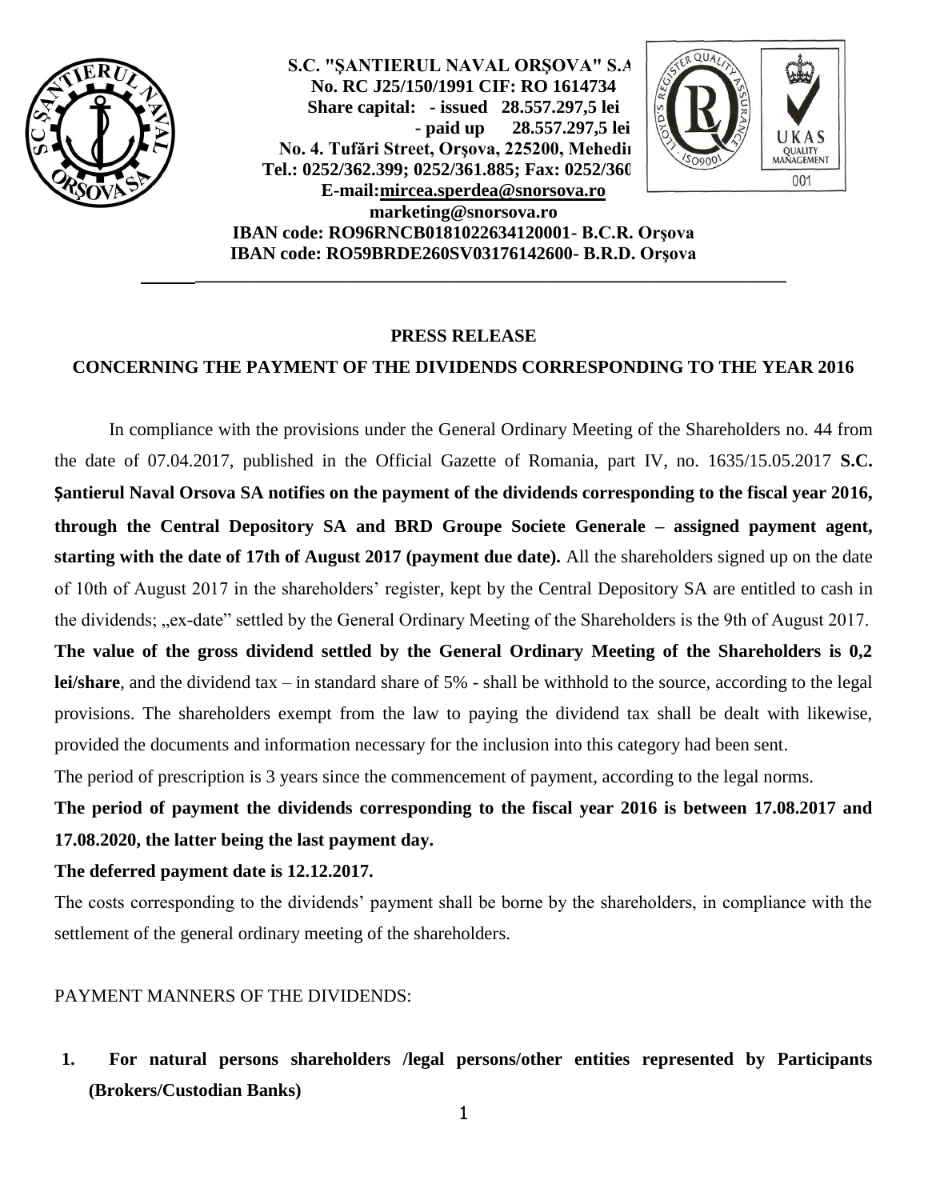**S.C. "ŞANTIERUL NAVAL ORŞOVA" S.A**
**No. RC J25/150/1991 CIF: RO 1614734**
**Share capital: - issued 28.557.297,5 lei**
**- paid up 28.557.297,5 lei**
**No. 4. Tufări Street, Orşova, 225200, Mehedin**
**Tel.: 0252/362.399; 0252/361.885; Fax: 0252/360**
**E-mail:mircea.sperdea@snorsova.ro**
**marketing@snorsova.ro**
**IBAN code: RO96RNCB0181022634120001- B.C.R. Orşova**
**IBAN code: RO59BRDE260SV03176142600- B.R.D. Orşova**

---

**PRESS RELEASE**

**CONCERNING THE PAYMENT OF THE DIVIDENDS CORRESPONDING TO THE YEAR 2016**

In compliance with the provisions under the General Ordinary Meeting of the Shareholders no. 44 from the date of 07.04.2017, published in the Official Gazette of Romania, part IV, no. 1635/15.05.2017 **S.C. Șantierul Naval Orsova SA notifies on the payment of the dividends corresponding to the fiscal year 2016, through the Central Depository SA and BRD Groupe Societe Generale – assigned payment agent, starting with the date of 17th of August 2017 (payment due date).** All the shareholders signed up on the date of 10th of August 2017 in the shareholders' register, kept by the Central Depository SA are entitled to cash in the dividends; „ex-date" settled by the General Ordinary Meeting of the Shareholders is the 9th of August 2017. **The value of the gross dividend settled by the General Ordinary Meeting of the Shareholders is 0,2 lei/share**, and the dividend tax – in standard share of 5% - shall be withhold to the source, according to the legal provisions. The shareholders exempt from the law to paying the dividend tax shall be dealt with likewise, provided the documents and information necessary for the inclusion into this category had been sent.

The period of prescription is 3 years since the commencement of payment, according to the legal norms.

**The period of payment the dividends corresponding to the fiscal year 2016 is between 17.08.2017 and 17.08.2020, the latter being the last payment day.**

**The deferred payment date is 12.12.2017.**

The costs corresponding to the dividends' payment shall be borne by the shareholders, in compliance with the settlement of the general ordinary meeting of the shareholders.

PAYMENT MANNERS OF THE DIVIDENDS:

1. **For natural persons shareholders /legal persons/other entities represented by Participants (Brokers/Custodian Banks)**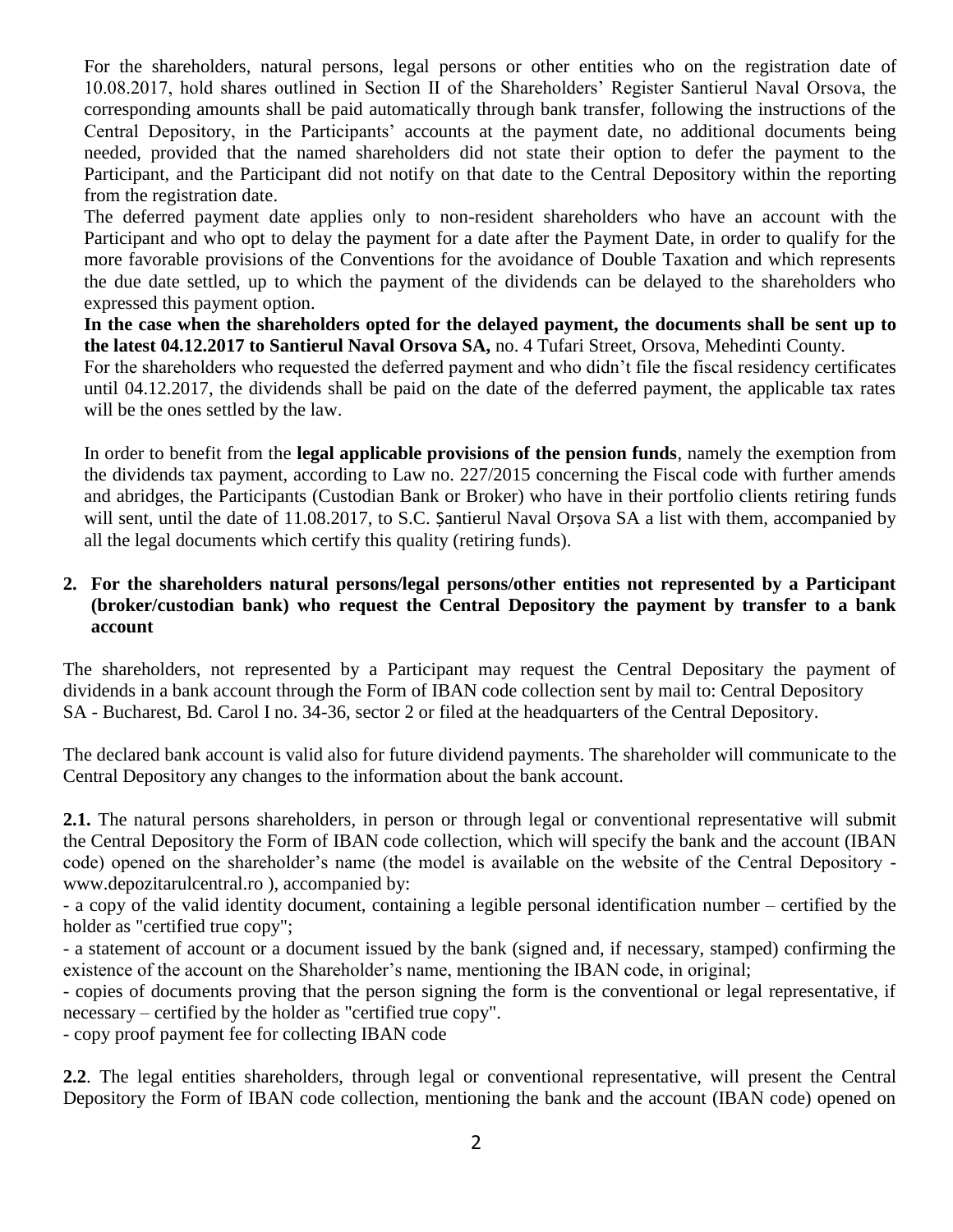For the shareholders, natural persons, legal persons or other entities who on the registration date of 10.08.2017, hold shares outlined in Section II of the Shareholders' Register Santierul Naval Orsova, the corresponding amounts shall be paid automatically through bank transfer, following the instructions of the Central Depository, in the Participants' accounts at the payment date, no additional documents being needed, provided that the named shareholders did not state their option to defer the payment to the Participant, and the Participant did not notify on that date to the Central Depository within the reporting from the registration date.

The deferred payment date applies only to non-resident shareholders who have an account with the Participant and who opt to delay the payment for a date after the Payment Date, in order to qualify for the more favorable provisions of the Conventions for the avoidance of Double Taxation and which represents the due date settled, up to which the payment of the dividends can be delayed to the shareholders who expressed this payment option.

**In the case when the shareholders opted for the delayed payment, the documents shall be sent up to the latest 04.12.2017 to Santierul Naval Orsova SA,** no. 4 Tufari Street, Orsova, Mehedinti County.

For the shareholders who requested the deferred payment and who didn't file the fiscal residency certificates until 04.12.2017, the dividends shall be paid on the date of the deferred payment, the applicable tax rates will be the ones settled by the law.

In order to benefit from the **legal applicable provisions of the pension funds**, namely the exemption from the dividends tax payment, according to Law no. 227/2015 concerning the Fiscal code with further amends and abridges, the Participants (Custodian Bank or Broker) who have in their portfolio clients retiring funds will sent, until the date of 11.08.2017, to S.C. Șantierul Naval Orșova SA a list with them, accompanied by all the legal documents which certify this quality (retiring funds).

**2. For the shareholders natural persons/legal persons/other entities not represented by a Participant (broker/custodian bank) who request the Central Depository the payment by transfer to a bank account**

The shareholders, not represented by a Participant may request the Central Depositary the payment of dividends in a bank account through the Form of IBAN code collection sent by mail to: Central Depository SA - Bucharest, Bd. Carol I no. 34-36, sector 2 or filed at the headquarters of the Central Depository.

The declared bank account is valid also for future dividend payments. The shareholder will communicate to the Central Depository any changes to the information about the bank account.

**2.1.** The natural persons shareholders, in person or through legal or conventional representative will submit the Central Depository the Form of IBAN code collection, which will specify the bank and the account (IBAN code) opened on the shareholder's name (the model is available on the website of the Central Depository - www.depozitarulcentral.ro ), accompanied by:

- a copy of the valid identity document, containing a legible personal identification number – certified by the holder as "certified true copy";
- a statement of account or a document issued by the bank (signed and, if necessary, stamped) confirming the existence of the account on the Shareholder's name, mentioning the IBAN code, in original;
- copies of documents proving that the person signing the form is the conventional or legal representative, if necessary – certified by the holder as "certified true copy".
- copy proof payment fee for collecting IBAN code

**2.2**. The legal entities shareholders, through legal or conventional representative, will present the Central Depository the Form of IBAN code collection, mentioning the bank and the account (IBAN code) opened on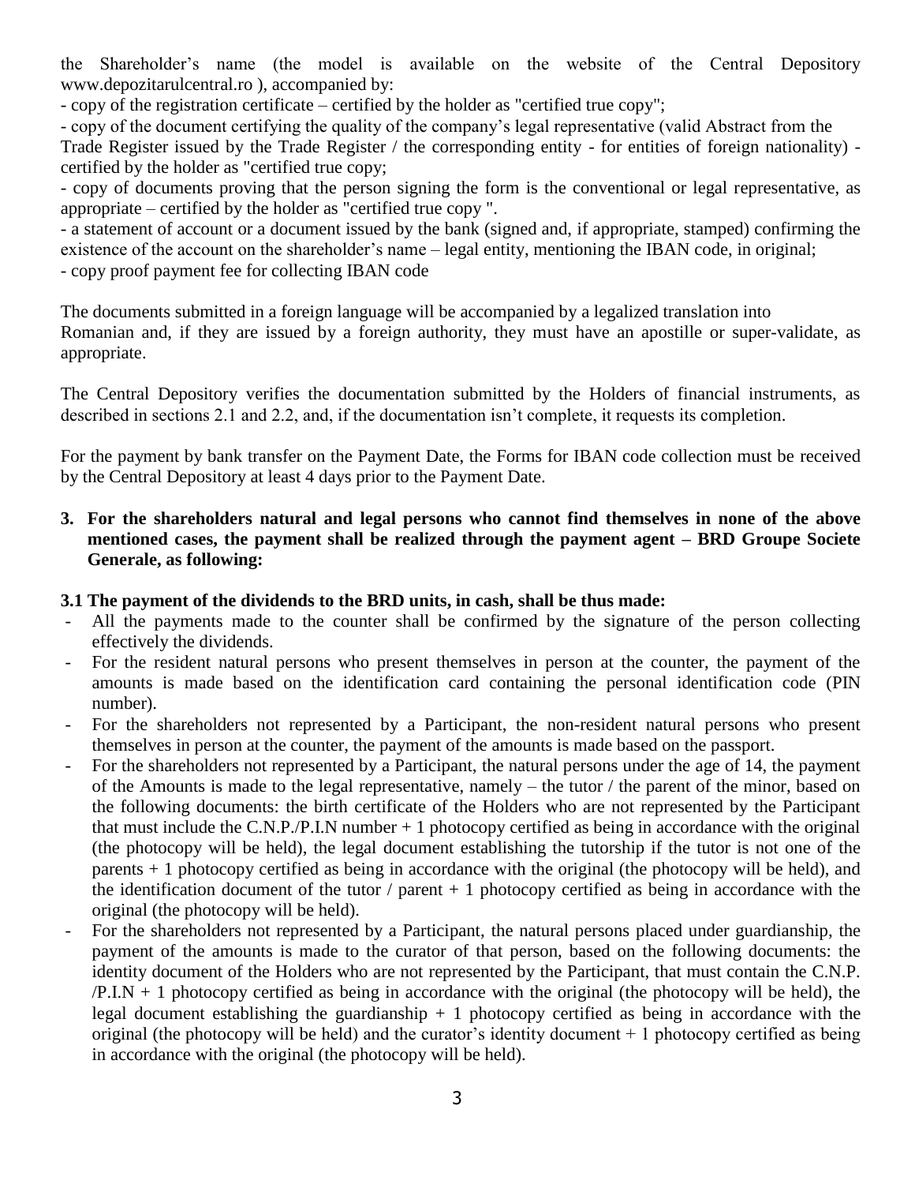the Shareholder's name (the model is available on the website of the Central Depository www.depozitarulcentral.ro ), accompanied by:

- copy of the registration certificate – certified by the holder as "certified true copy";
- copy of the document certifying the quality of the company's legal representative (valid Abstract from the Trade Register issued by the Trade Register / the corresponding entity - for entities of foreign nationality) - certified by the holder as "certified true copy;
- copy of documents proving that the person signing the form is the conventional or legal representative, as appropriate – certified by the holder as "certified true copy ".
- a statement of account or a document issued by the bank (signed and, if appropriate, stamped) confirming the existence of the account on the shareholder's name – legal entity, mentioning the IBAN code, in original;
- copy proof payment fee for collecting IBAN code

The documents submitted in a foreign language will be accompanied by a legalized translation into Romanian and, if they are issued by a foreign authority, they must have an apostille or super-validate, as appropriate.

The Central Depository verifies the documentation submitted by the Holders of financial instruments, as described in sections 2.1 and 2.2, and, if the documentation isn't complete, it requests its completion.

For the payment by bank transfer on the Payment Date, the Forms for IBAN code collection must be received by the Central Depository at least 4 days prior to the Payment Date.

**3. For the shareholders natural and legal persons who cannot find themselves in none of the above mentioned cases, the payment shall be realized through the payment agent – BRD Groupe Societe Generale, as following:**

**3.1 The payment of the dividends to the BRD units, in cash, shall be thus made:**

- All the payments made to the counter shall be confirmed by the signature of the person collecting effectively the dividends.
- For the resident natural persons who present themselves in person at the counter, the payment of the amounts is made based on the identification card containing the personal identification code (PIN number).
- For the shareholders not represented by a Participant, the non-resident natural persons who present themselves in person at the counter, the payment of the amounts is made based on the passport.
- For the shareholders not represented by a Participant, the natural persons under the age of 14, the payment of the Amounts is made to the legal representative, namely – the tutor / the parent of the minor, based on the following documents: the birth certificate of the Holders who are not represented by the Participant that must include the C.N.P./P.I.N number + 1 photocopy certified as being in accordance with the original (the photocopy will be held), the legal document establishing the tutorship if the tutor is not one of the parents + 1 photocopy certified as being in accordance with the original (the photocopy will be held), and the identification document of the tutor / parent + 1 photocopy certified as being in accordance with the original (the photocopy will be held).
- For the shareholders not represented by a Participant, the natural persons placed under guardianship, the payment of the amounts is made to the curator of that person, based on the following documents: the identity document of the Holders who are not represented by the Participant, that must contain the C.N.P. /P.I.N + 1 photocopy certified as being in accordance with the original (the photocopy will be held), the legal document establishing the guardianship + 1 photocopy certified as being in accordance with the original (the photocopy will be held) and the curator's identity document + 1 photocopy certified as being in accordance with the original (the photocopy will be held).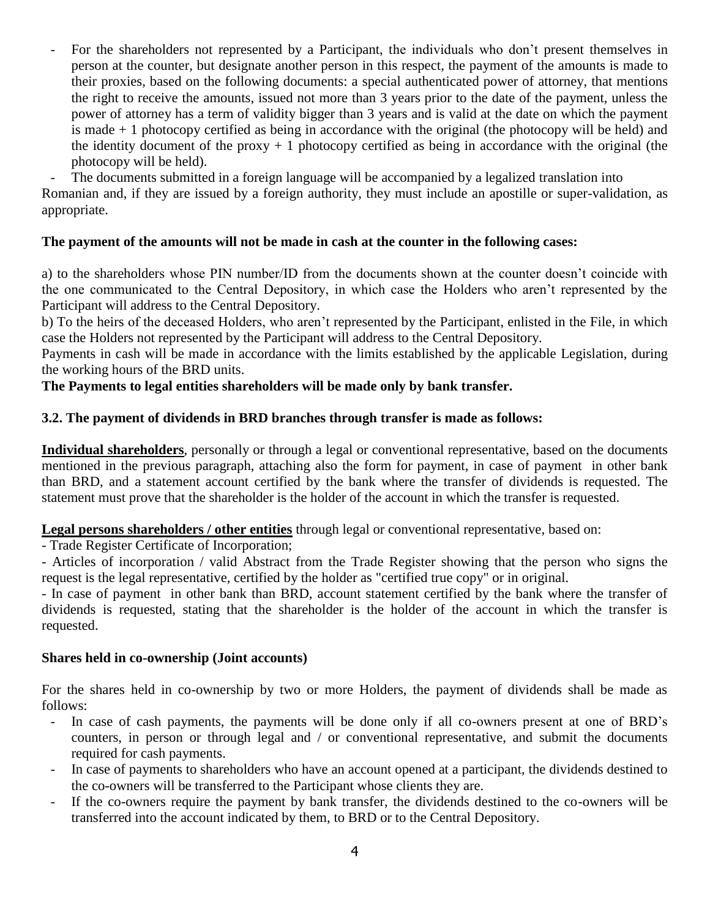- For the shareholders not represented by a Participant, the individuals who don't present themselves in person at the counter, but designate another person in this respect, the payment of the amounts is made to their proxies, based on the following documents: a special authenticated power of attorney, that mentions the right to receive the amounts, issued not more than 3 years prior to the date of the payment, unless the power of attorney has a term of validity bigger than 3 years and is valid at the date on which the payment is made + 1 photocopy certified as being in accordance with the original (the photocopy will be held) and the identity document of the proxy + 1 photocopy certified as being in accordance with the original (the photocopy will be held).
- The documents submitted in a foreign language will be accompanied by a legalized translation into Romanian and, if they are issued by a foreign authority, they must include an apostille or super-validation, as appropriate.

**The payment of the amounts will not be made in cash at the counter in the following cases:**

a) to the shareholders whose PIN number/ID from the documents shown at the counter doesn't coincide with the one communicated to the Central Depository, in which case the Holders who aren't represented by the Participant will address to the Central Depository.

b) To the heirs of the deceased Holders, who aren't represented by the Participant, enlisted in the File, in which case the Holders not represented by the Participant will address to the Central Depository.

Payments in cash will be made in accordance with the limits established by the applicable Legislation, during the working hours of the BRD units.

**The Payments to legal entities shareholders will be made only by bank transfer.**

**3.2. The payment of dividends in BRD branches through transfer is made as follows:**

**Individual shareholders**, personally or through a legal or conventional representative, based on the documents mentioned in the previous paragraph, attaching also the form for payment, in case of payment in other bank than BRD, and a statement account certified by the bank where the transfer of dividends is requested. The statement must prove that the shareholder is the holder of the account in which the transfer is requested.

**Legal persons shareholders / other entities** through legal or conventional representative, based on:

- Trade Register Certificate of Incorporation;
- Articles of incorporation / valid Abstract from the Trade Register showing that the person who signs the request is the legal representative, certified by the holder as "certified true copy" or in original.
- In case of payment in other bank than BRD, account statement certified by the bank where the transfer of dividends is requested, stating that the shareholder is the holder of the account in which the transfer is requested.

**Shares held in co-ownership (Joint accounts)**

For the shares held in co-ownership by two or more Holders, the payment of dividends shall be made as follows:

- In case of cash payments, the payments will be done only if all co-owners present at one of BRD's counters, in person or through legal and / or conventional representative, and submit the documents required for cash payments.
- In case of payments to shareholders who have an account opened at a participant, the dividends destined to the co-owners will be transferred to the Participant whose clients they are.
- If the co-owners require the payment by bank transfer, the dividends destined to the co-owners will be transferred into the account indicated by them, to BRD or to the Central Depository.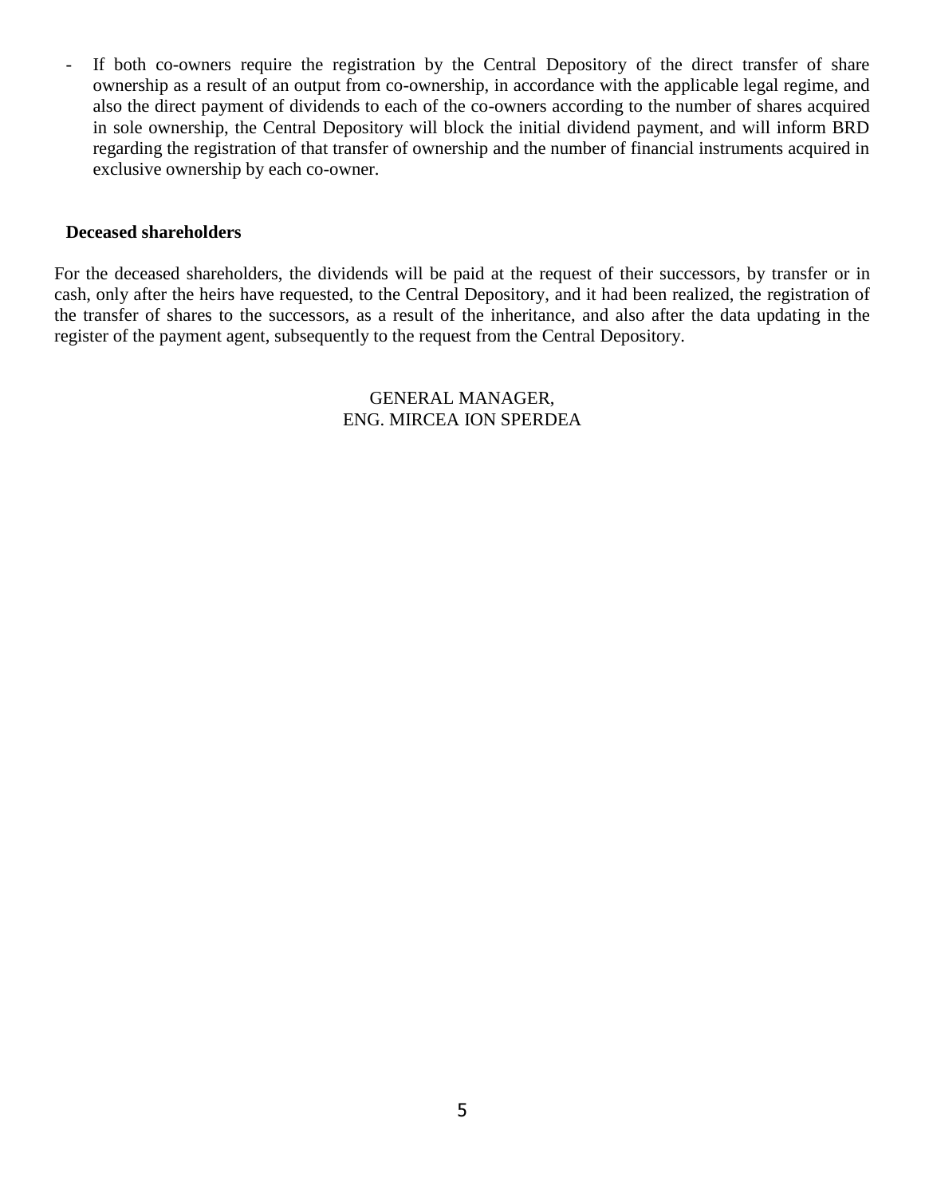- If both co-owners require the registration by the Central Depository of the direct transfer of share ownership as a result of an output from co-ownership, in accordance with the applicable legal regime, and also the direct payment of dividends to each of the co-owners according to the number of shares acquired in sole ownership, the Central Depository will block the initial dividend payment, and will inform BRD regarding the registration of that transfer of ownership and the number of financial instruments acquired in exclusive ownership by each co-owner.

**Deceased shareholders**

For the deceased shareholders, the dividends will be paid at the request of their successors, by transfer or in cash, only after the heirs have requested, to the Central Depository, and it had been realized, the registration of the transfer of shares to the successors, as a result of the inheritance, and also after the data updating in the register of the payment agent, subsequently to the request from the Central Depository.

GENERAL MANAGER,
ENG. MIRCEA ION SPERDEA